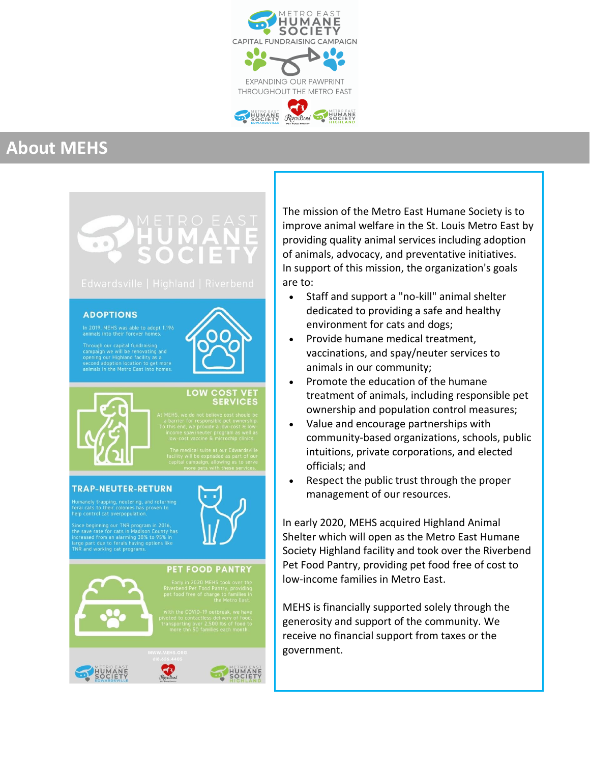METRO EAST HUMANE SOCIETY

CAPITAL FUNDRAISING CAMPAIGN

EXPANDING OUR PAWPRINT THROUGHOUT THE METRO EAST

## About MEHS

METRO EAST HUMANE SOCIETY

Edwardsville | Highland | Riverbend

### ADOPTIONS

In 2019, MEHS was able to adopt 1,196 animals into their forever homes.

Through our capital fundraising campaign we will be renovating and opening our Highland facility as a second adoption location to get more animals in the Metro East into homes.

### LOW COST VET SERVICES

At MEHS, we do not believe cost should be a barrier for responsible pet ownership. To this end, we provide a low-cost & low-income spay/neuter program as well as low-cost vaccine & microchip clinics.

The medical suite at our Edwardsville facility will be expnaded as part of our capital campaign, allowing us to serve more pets with these services.

### TRAP-NEUTER-RETURN

Humanely trapping, neutering, and returning feral cats to their colonies has proven to help control cat overpopulation.

Since beginning our TNR program in 2016, the save rate for cats in Madison County has increased from an alarming 38% to 95% in large part due to ferals having options like TNR and working cat programs.

### PET FOOD PANTRY

Early in 2020 MEHS took over the Riverbend Pet Food Pantry, providing pet food free of charge to families in the Metro East.

With the COVID-19 outbreak, we have pivoted to contactless delivery of food, transporting over 2,500 lbs of food to more thn 50 families each month.

WWW.MEHS.ORG

618.656.4405

The mission of the Metro East Humane Society is to improve animal welfare in the St. Louis Metro East by providing quality animal services including adoption of animals, advocacy, and preventative initiatives. In support of this mission, the organization's goals are to:

- Staff and support a "no-kill" animal shelter dedicated to providing a safe and healthy environment for cats and dogs;
- Provide humane medical treatment, vaccinations, and spay/neuter services to animals in our community;
- Promote the education of the humane treatment of animals, including responsible pet ownership and population control measures;
- Value and encourage partnerships with community-based organizations, schools, public intuitions, private corporations, and elected officials; and
- Respect the public trust through the proper management of our resources.

In early 2020, MEHS acquired Highland Animal Shelter which will open as the Metro East Humane Society Highland facility and took over the Riverbend Pet Food Pantry, providing pet food free of cost to low-income families in Metro East.

MEHS is financially supported solely through the generosity and support of the community. We receive no financial support from taxes or the government.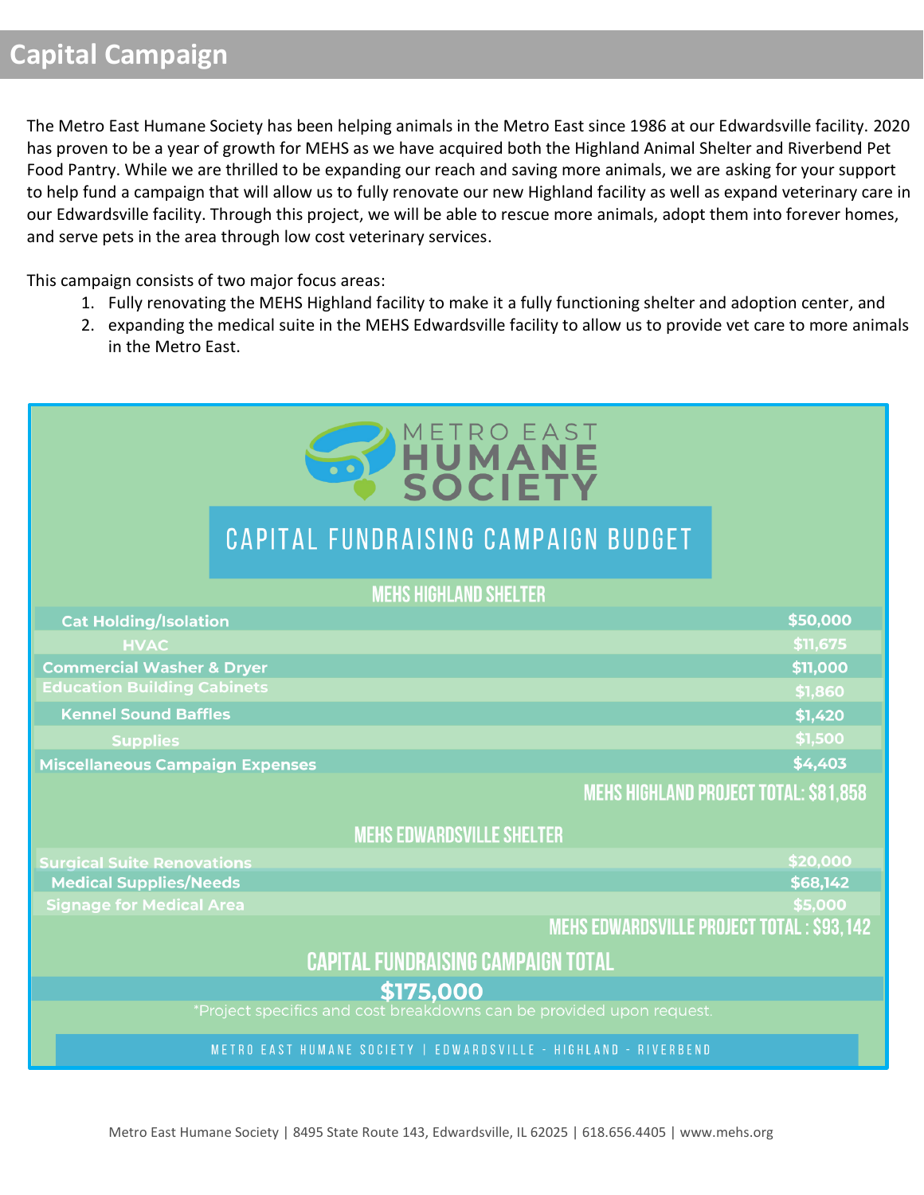# Capital Campaign

The Metro East Humane Society has been helping animals in the Metro East since 1986 at our Edwardsville facility. 2020 has proven to be a year of growth for MEHS as we have acquired both the Highland Animal Shelter and Riverbend Pet Food Pantry. While we are thrilled to be expanding our reach and saving more animals, we are asking for your support to help fund a campaign that will allow us to fully renovate our new Highland facility as well as expand veterinary care in our Edwardsville facility. Through this project, we will be able to rescue more animals, adopt them into forever homes, and serve pets in the area through low cost veterinary services.

This campaign consists of two major focus areas:

1. Fully renovating the MEHS Highland facility to make it a fully functioning shelter and adoption center, and
2. expanding the medical suite in the MEHS Edwardsville facility to allow us to provide vet care to more animals in the Metro East.

METRO EAST HUMANE SOCIETY

## CAPITAL FUNDRAISING CAMPAIGN BUDGET

### MEHS HIGHLAND SHELTER

| Item | Amount |
|---|---|
| Cat Holding/Isolation | $50,000 |
| HVAC | $11,675 |
| Commercial Washer & Dryer | $11,000 |
| Education Building Cabinets | $1,860 |
| Kennel Sound Baffles | $1,420 |
| Supplies | $1,500 |
| Miscellaneous Campaign Expenses | $4,403 |

**MEHS HIGHLAND PROJECT TOTAL: $81,858**

### MEHS EDWARDSVILLE SHELTER

| Item | Amount |
|---|---|
| Surgical Suite Renovations | $20,000 |
| Medical Supplies/Needs | $68,142 |
| Signage for Medical Area | $5,000 |

**MEHS EDWARDSVILLE PROJECT TOTAL : $93,142**

### CAPITAL FUNDRAISING CAMPAIGN TOTAL

**$175,000**

*Project specifics and cost breakdowns can be provided upon request.

METRO EAST HUMANE SOCIETY | EDWARDSVILLE - HIGHLAND - RIVERBEND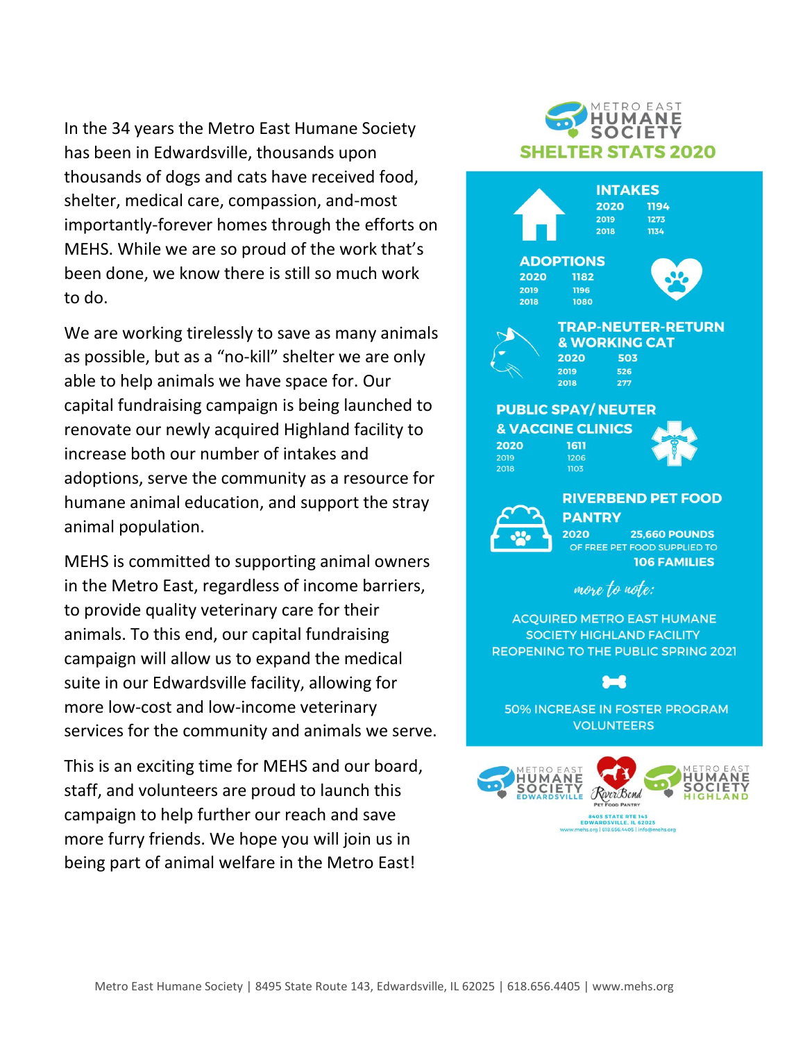In the 34 years the Metro East Humane Society has been in Edwardsville, thousands upon thousands of dogs and cats have received food, shelter, medical care, compassion, and-most importantly-forever homes through the efforts on MEHS. While we are so proud of the work that's been done, we know there is still so much work to do.

We are working tirelessly to save as many animals as possible, but as a "no-kill" shelter we are only able to help animals we have space for. Our capital fundraising campaign is being launched to renovate our newly acquired Highland facility to increase both our number of intakes and adoptions, serve the community as a resource for humane animal education, and support the stray animal population.

MEHS is committed to supporting animal owners in the Metro East, regardless of income barriers, to provide quality veterinary care for their animals. To this end, our capital fundraising campaign will allow us to expand the medical suite in our Edwardsville facility, allowing for more low-cost and low-income veterinary services for the community and animals we serve.

This is an exciting time for MEHS and our board, staff, and volunteers are proud to launch this campaign to help further our reach and save more furry friends. We hope you will join us in being part of animal welfare in the Metro East!

## METRO EAST HUMANE SOCIETY SHELTER STATS 2020

### INTAKES

| Year | Count |
|---|---|
| 2020 | 1194 |
| 2019 | 1273 |
| 2018 | 1134 |

### ADOPTIONS

| Year | Count |
|---|---|
| 2020 | 1182 |
| 2019 | 1196 |
| 2018 | 1080 |

### TRAP-NEUTER-RETURN & WORKING CAT

| Year | Count |
|---|---|
| 2020 | 503 |
| 2019 | 526 |
| 2018 | 277 |

### PUBLIC SPAY/NEUTER & VACCINE CLINICS

| Year | Count |
|---|---|
| 2020 | 1611 |
| 2019 | 1206 |
| 2018 | 1103 |

### RIVERBEND PET FOOD PANTRY

2020 25,660 POUNDS OF FREE PET FOOD SUPPLIED TO 106 FAMILIES

*more to note:*

ACQUIRED METRO EAST HUMANE SOCIETY HIGHLAND FACILITY REOPENING TO THE PUBLIC SPRING 2021

50% INCREASE IN FOSTER PROGRAM VOLUNTEERS

METRO EAST HUMANE SOCIETY EDWARDSVILLE | RiverBend Pet Food Pantry | METRO EAST HUMANE SOCIETY HIGHLAND

8495 STATE RTE 143
EDWARDSVILLE, IL 62025
www.mehs.org | 618.656.4405 | info@mehs.org

Metro East Humane Society | 8495 State Route 143, Edwardsville, IL 62025 | 618.656.4405 | www.mehs.org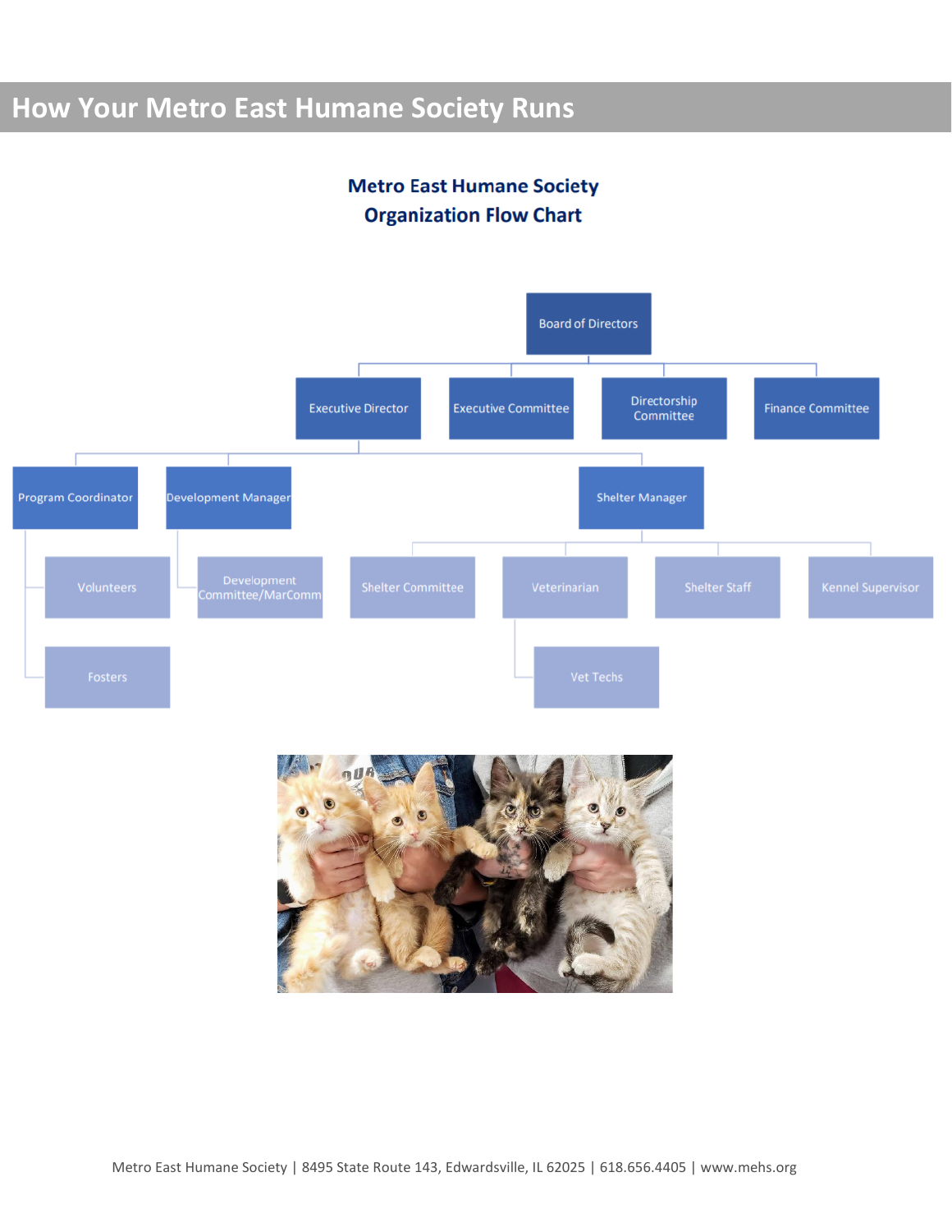# How Your Metro East Humane Society Runs

## Metro East Humane Society
## Organization Flow Chart

- Board of Directors
  - Executive Director
    - Program Coordinator
      - Volunteers
      - Fosters
    - Development Manager
      - Development Committee/MarComm
    - Shelter Manager
      - Shelter Committee
      - Veterinarian
        - Vet Techs
      - Shelter Staff
      - Kennel Supervisor
  - Executive Committee
  - Directorship Committee
  - Finance Committee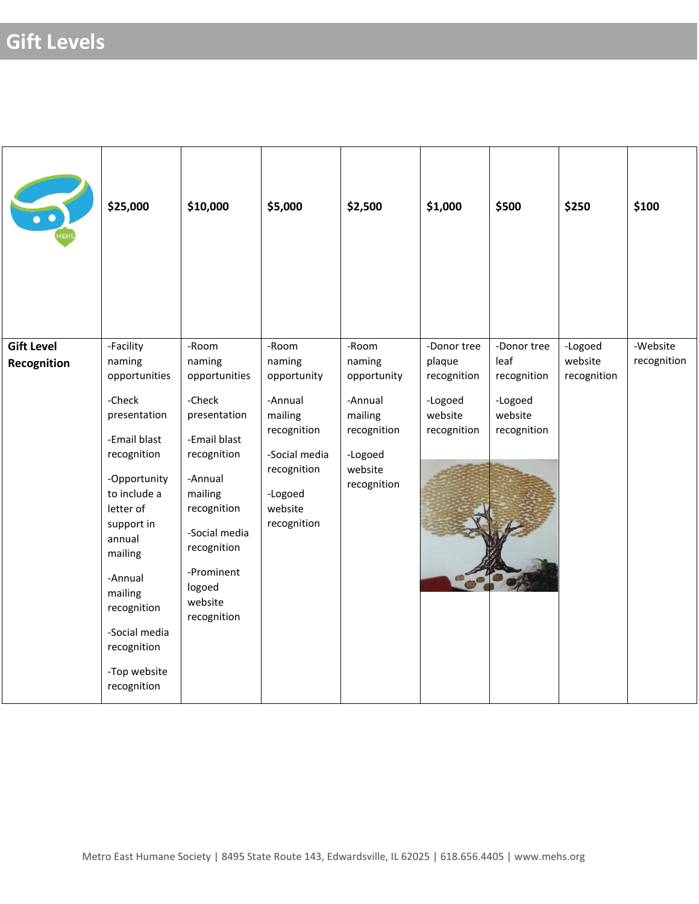# Gift Levels

| | $25,000 | $10,000 | $5,000 | $2,500 | $1,000 | $500 | $250 | $100 |
|---|---|---|---|---|---|---|---|---|
| **Gift Level Recognition** | -Facility naming opportunities<br><br>-Check presentation<br><br>-Email blast recognition<br><br>-Opportunity to include a letter of support in annual mailing<br><br>-Annual mailing recognition<br><br>-Social media recognition<br><br>-Top website recognition | -Room naming opportunities<br><br>-Check presentation<br><br>-Email blast recognition<br><br>-Annual mailing recognition<br><br>-Social media recognition<br><br>-Prominent logoed website recognition | -Room naming opportunity<br><br>-Annual mailing recognition<br><br>-Social media recognition<br><br>-Logoed website recognition | -Room naming opportunity<br><br>-Annual mailing recognition<br><br>-Logoed website recognition | -Donor tree plaque recognition<br><br>-Logoed website recognition | -Donor tree leaf recognition<br><br>-Logoed website recognition | -Logoed website recognition | -Website recognition |

Metro East Humane Society | 8495 State Route 143, Edwardsville, IL 62025 | 618.656.4405 | www.mehs.org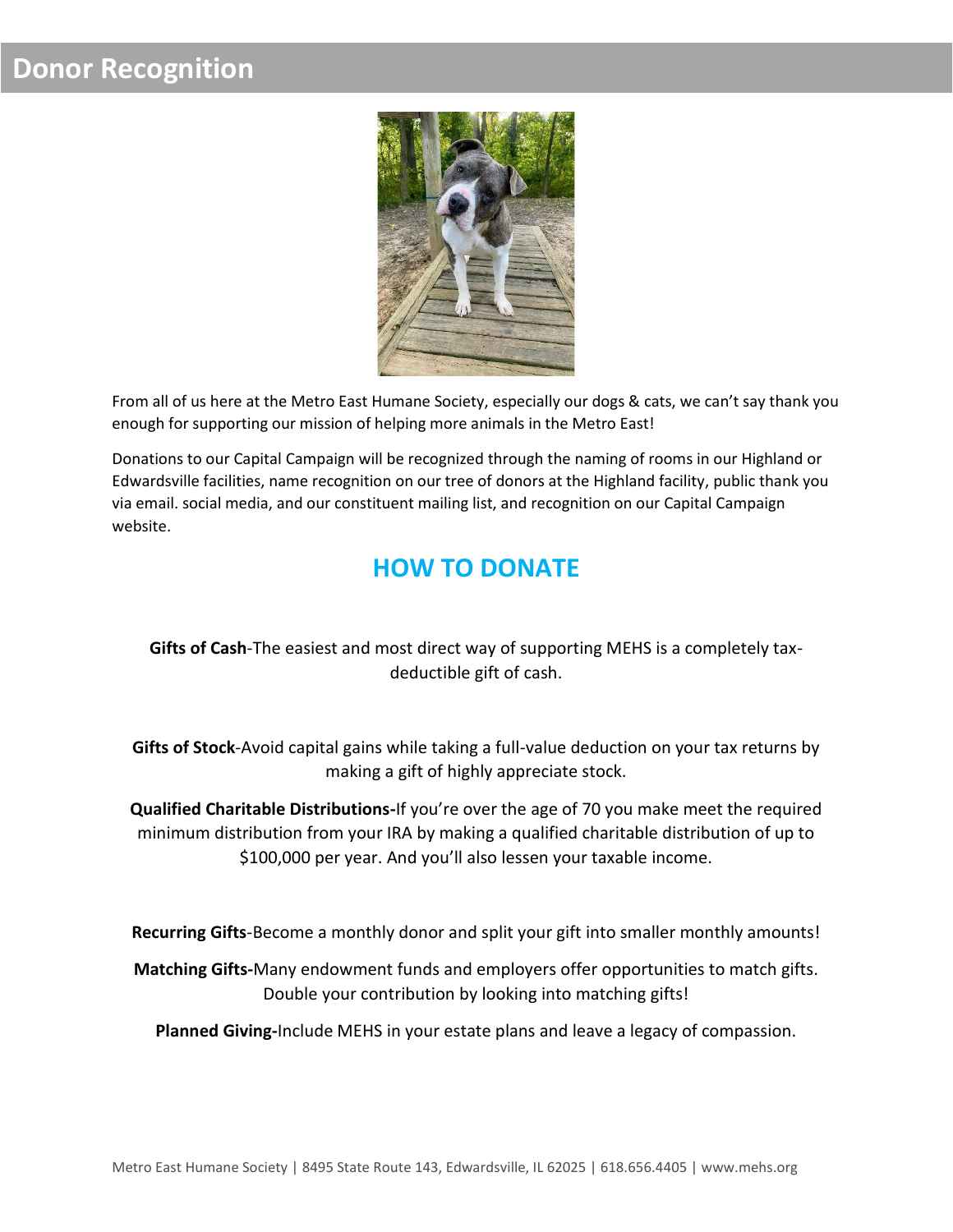# Donor Recognition

From all of us here at the Metro East Humane Society, especially our dogs & cats, we can't say thank you enough for supporting our mission of helping more animals in the Metro East!

Donations to our Capital Campaign will be recognized through the naming of rooms in our Highland or Edwardsville facilities, name recognition on our tree of donors at the Highland facility, public thank you via email. social media, and our constituent mailing list, and recognition on our Capital Campaign website.

## HOW TO DONATE

**Gifts of Cash**-The easiest and most direct way of supporting MEHS is a completely tax-deductible gift of cash.

**Gifts of Stock**-Avoid capital gains while taking a full-value deduction on your tax returns by making a gift of highly appreciate stock.

**Qualified Charitable Distributions-**If you're over the age of 70 you make meet the required minimum distribution from your IRA by making a qualified charitable distribution of up to $100,000 per year. And you'll also lessen your taxable income.

**Recurring Gifts**-Become a monthly donor and split your gift into smaller monthly amounts!

**Matching Gifts-**Many endowment funds and employers offer opportunities to match gifts. Double your contribution by looking into matching gifts!

**Planned Giving-**Include MEHS in your estate plans and leave a legacy of compassion.

Metro East Humane Society | 8495 State Route 143, Edwardsville, IL 62025 | 618.656.4405 | www.mehs.org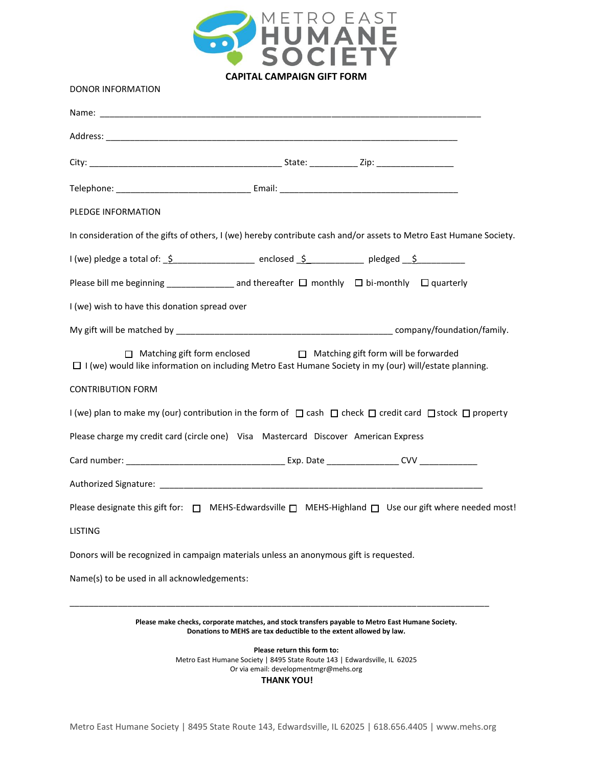METRO EAST HUMANE SOCIETY

**CAPITAL CAMPAIGN GIFT FORM**

DONOR INFORMATION

Name: ___________________________________________________________________________

Address: _______________________________________________________________________

City: ________________________________________ State: __________ Zip: ________________

Telephone: ____________________________ Email: _____________________________________

PLEDGE INFORMATION

In consideration of the gifts of others, I (we) hereby contribute cash and/or assets to Metro East Humane Society.

I (we) pledge a total of: _$_________________ enclosed _$___________ pledged __$__________

Please bill me beginning ______________ and thereafter ☐ monthly ☐ bi-monthly ☐ quarterly

I (we) wish to have this donation spread over

My gift will be matched by ____________________________________________ company/foundation/family.

☐ Matching gift form enclosed ☐ Matching gift form will be forwarded

☐ I (we) would like information on including Metro East Humane Society in my (our) will/estate planning.

CONTRIBUTION FORM

I (we) plan to make my (our) contribution in the form of ☐ cash ☐ check ☐ credit card ☐ stock ☐ property

Please charge my credit card (circle one) Visa Mastercard Discover American Express

Card number: ________________________________ Exp. Date _______________ CVV ____________

Authorized Signature: ________________________________________________________________

Please designate this gift for: ☐ MEHS-Edwardsville ☐ MEHS-Highland ☐ Use our gift where needed most!

LISTING

Donors will be recognized in campaign materials unless an anonymous gift is requested.

Name(s) to be used in all acknowledgements:

_____________________________________________________________________________________

**Please make checks, corporate matches, and stock transfers payable to Metro East Humane Society.**
**Donations to MEHS are tax deductible to the extent allowed by law.**

**Please return this form to:**
Metro East Humane Society | 8495 State Route 143 | Edwardsville, IL 62025
Or via email: developmentmgr@mehs.org

**THANK YOU!**

Metro East Humane Society | 8495 State Route 143, Edwardsville, IL 62025 | 618.656.4405 | www.mehs.org